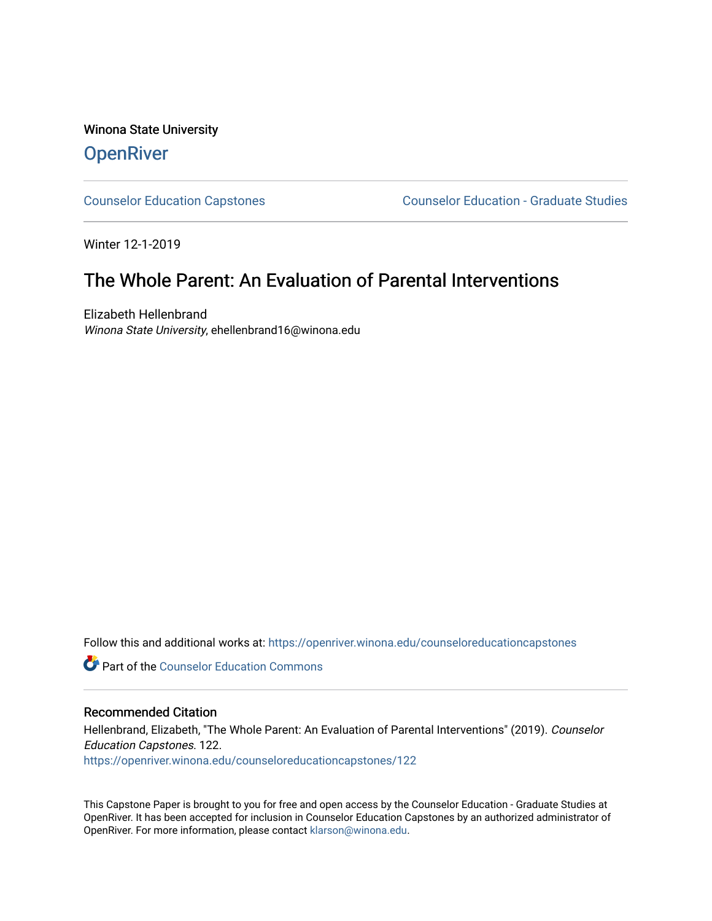Winona State University

# OpenRiver

Counselor Education Capstones

Counselor Education - Graduate Studies

Winter 12-1-2019

## The Whole Parent: An Evaluation of Parental Interventions

Elizabeth Hellenbrand
*Winona State University*, ehellenbrand16@winona.edu

Follow this and additional works at: https://openriver.winona.edu/counseloreducationcapstones

Part of the Counselor Education Commons

### Recommended Citation

Hellenbrand, Elizabeth, "The Whole Parent: An Evaluation of Parental Interventions" (2019). *Counselor Education Capstones*. 122.
https://openriver.winona.edu/counseloreducationcapstones/122

This Capstone Paper is brought to you for free and open access by the Counselor Education - Graduate Studies at OpenRiver. It has been accepted for inclusion in Counselor Education Capstones by an authorized administrator of OpenRiver. For more information, please contact klarson@winona.edu.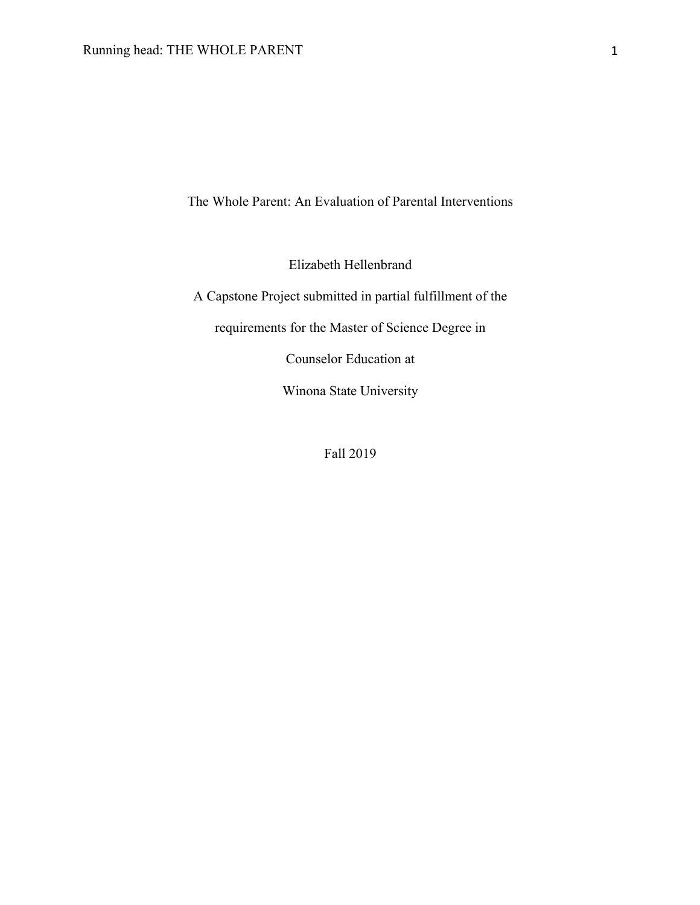# The Whole Parent: An Evaluation of Parental Interventions

Elizabeth Hellenbrand

A Capstone Project submitted in partial fulfillment of the

requirements for the Master of Science Degree in

Counselor Education at

Winona State University

Fall 2019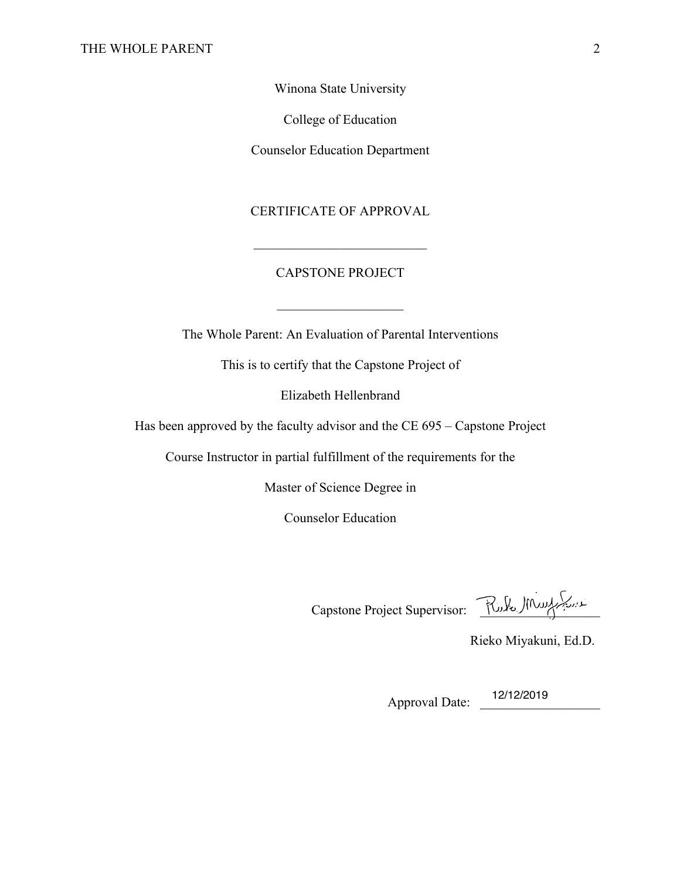Winona State University

College of Education

Counselor Education Department

CERTIFICATE OF APPROVAL

---

CAPSTONE PROJECT

---

The Whole Parent: An Evaluation of Parental Interventions

This is to certify that the Capstone Project of

Elizabeth Hellenbrand

Has been approved by the faculty advisor and the CE 695 – Capstone Project

Course Instructor in partial fulfillment of the requirements for the

Master of Science Degree in

Counselor Education

Capstone Project Supervisor: ____________________

Rieko Miyakuni, Ed.D.

Approval Date: 12/12/2019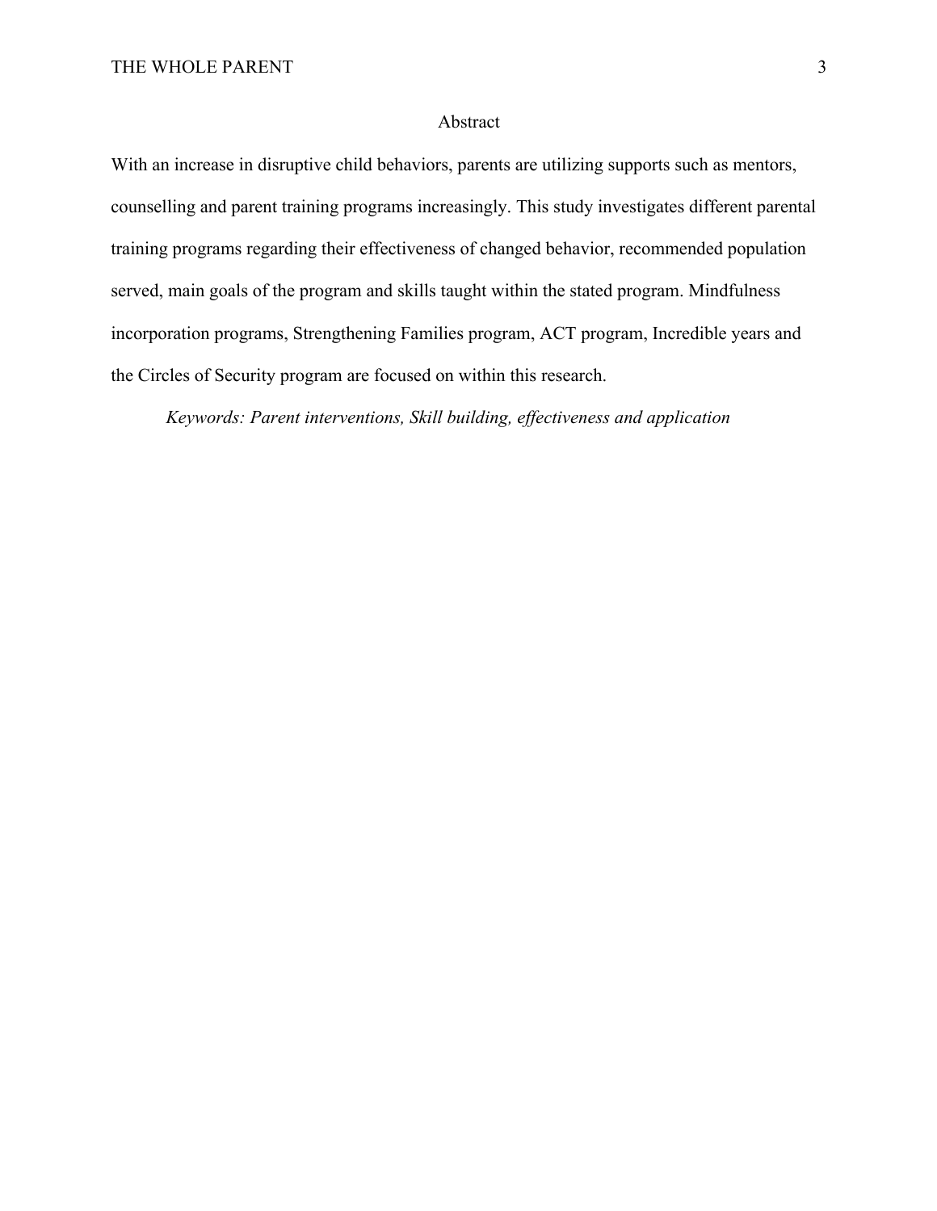# Abstract

With an increase in disruptive child behaviors, parents are utilizing supports such as mentors, counselling and parent training programs increasingly. This study investigates different parental training programs regarding their effectiveness of changed behavior, recommended population served, main goals of the program and skills taught within the stated program. Mindfulness incorporation programs, Strengthening Families program, ACT program, Incredible years and the Circles of Security program are focused on within this research.

*Keywords: Parent interventions, Skill building, effectiveness and application*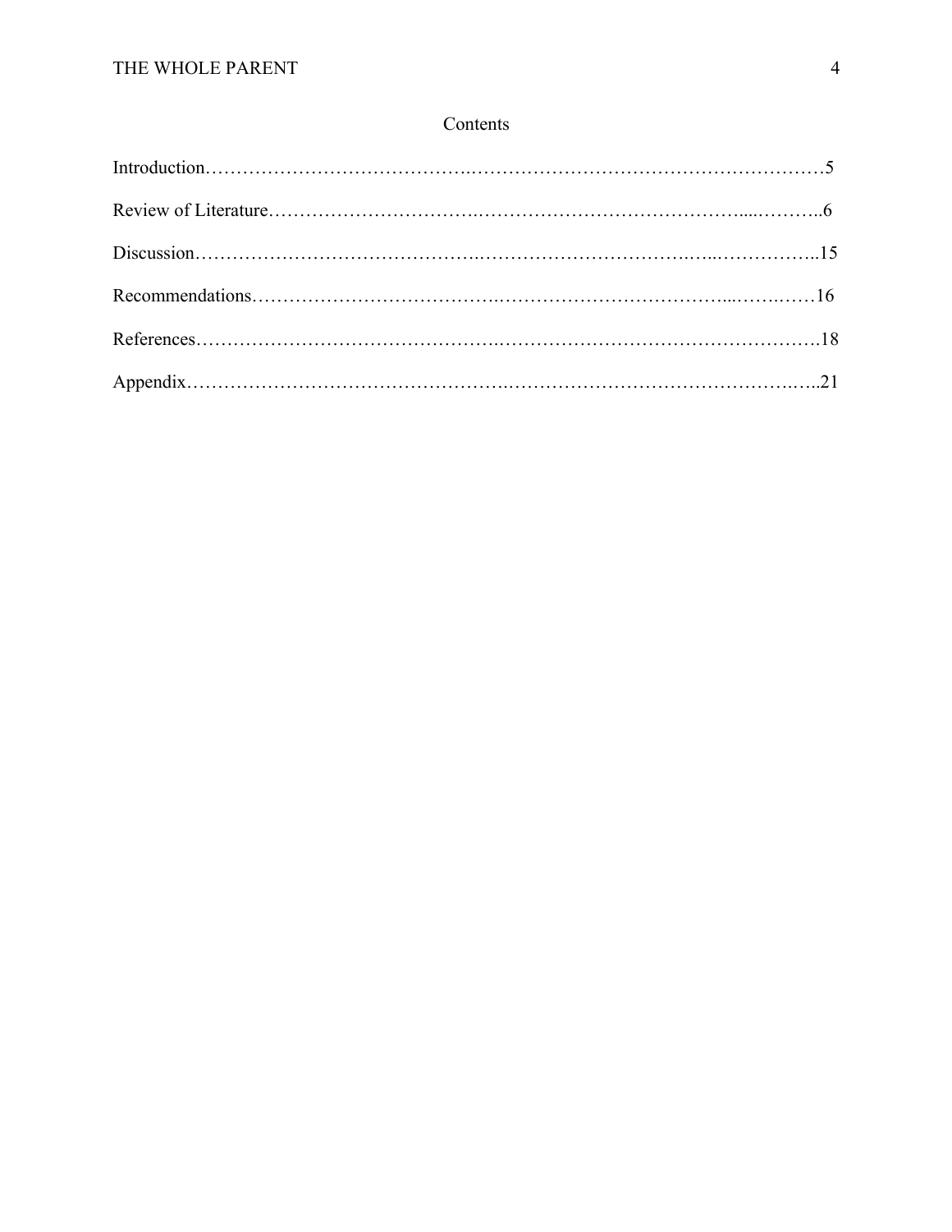# Contents

Introduction……………………………………………………………………………………………5

Review of Literature…………………………………………………………………………………..6

Discussion……………………………………………………………………………………………..15

Recommendations……………………………………………………………………………………16

References……………………………………………………………………………………………..18

Appendix……………………………………………………………………………………………..21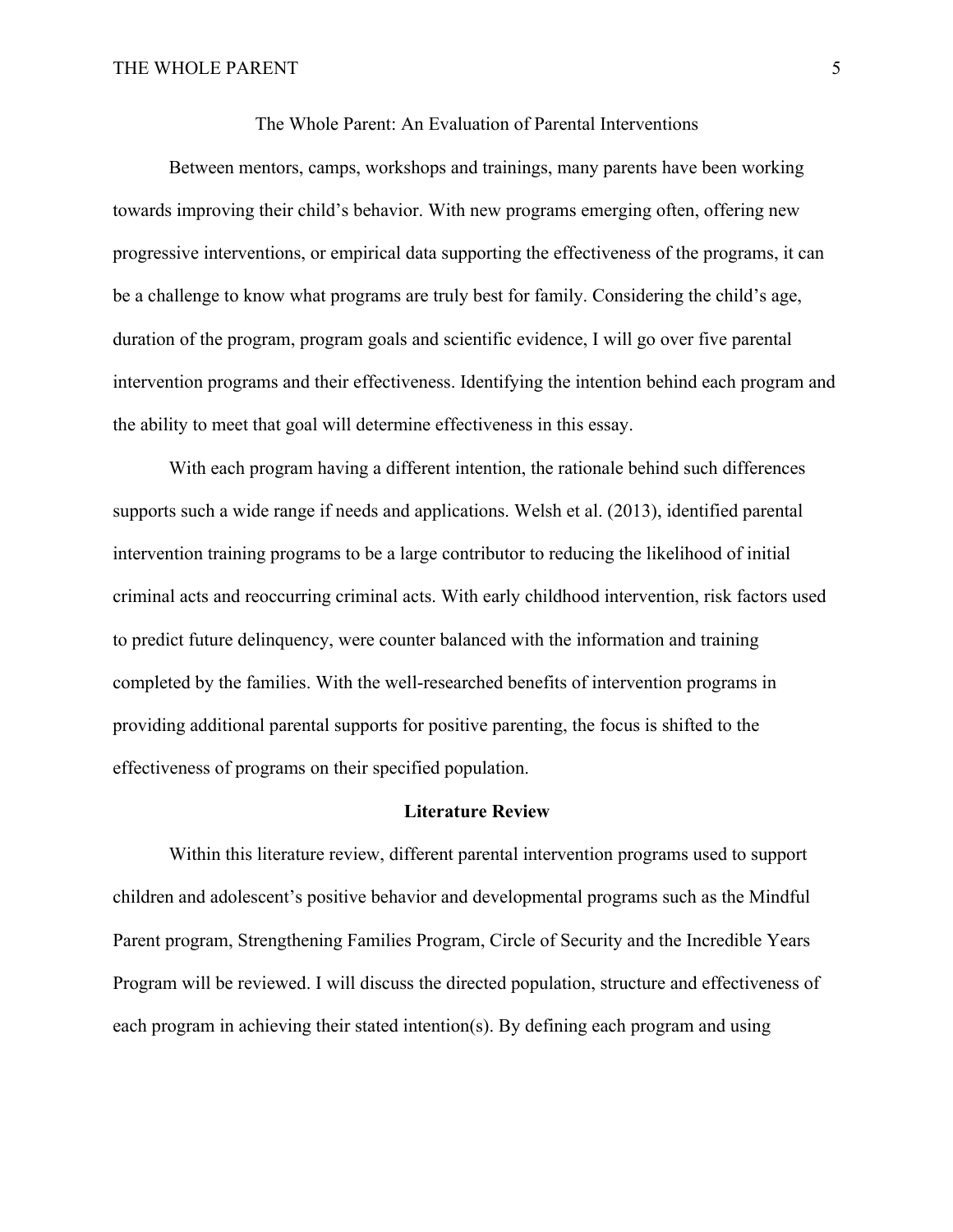The Whole Parent: An Evaluation of Parental Interventions

Between mentors, camps, workshops and trainings, many parents have been working towards improving their child's behavior. With new programs emerging often, offering new progressive interventions, or empirical data supporting the effectiveness of the programs, it can be a challenge to know what programs are truly best for family. Considering the child's age, duration of the program, program goals and scientific evidence, I will go over five parental intervention programs and their effectiveness. Identifying the intention behind each program and the ability to meet that goal will determine effectiveness in this essay.

With each program having a different intention, the rationale behind such differences supports such a wide range if needs and applications. Welsh et al. (2013), identified parental intervention training programs to be a large contributor to reducing the likelihood of initial criminal acts and reoccurring criminal acts. With early childhood intervention, risk factors used to predict future delinquency, were counter balanced with the information and training completed by the families. With the well-researched benefits of intervention programs in providing additional parental supports for positive parenting, the focus is shifted to the effectiveness of programs on their specified population.

## Literature Review

Within this literature review, different parental intervention programs used to support children and adolescent's positive behavior and developmental programs such as the Mindful Parent program, Strengthening Families Program, Circle of Security and the Incredible Years Program will be reviewed. I will discuss the directed population, structure and effectiveness of each program in achieving their stated intention(s). By defining each program and using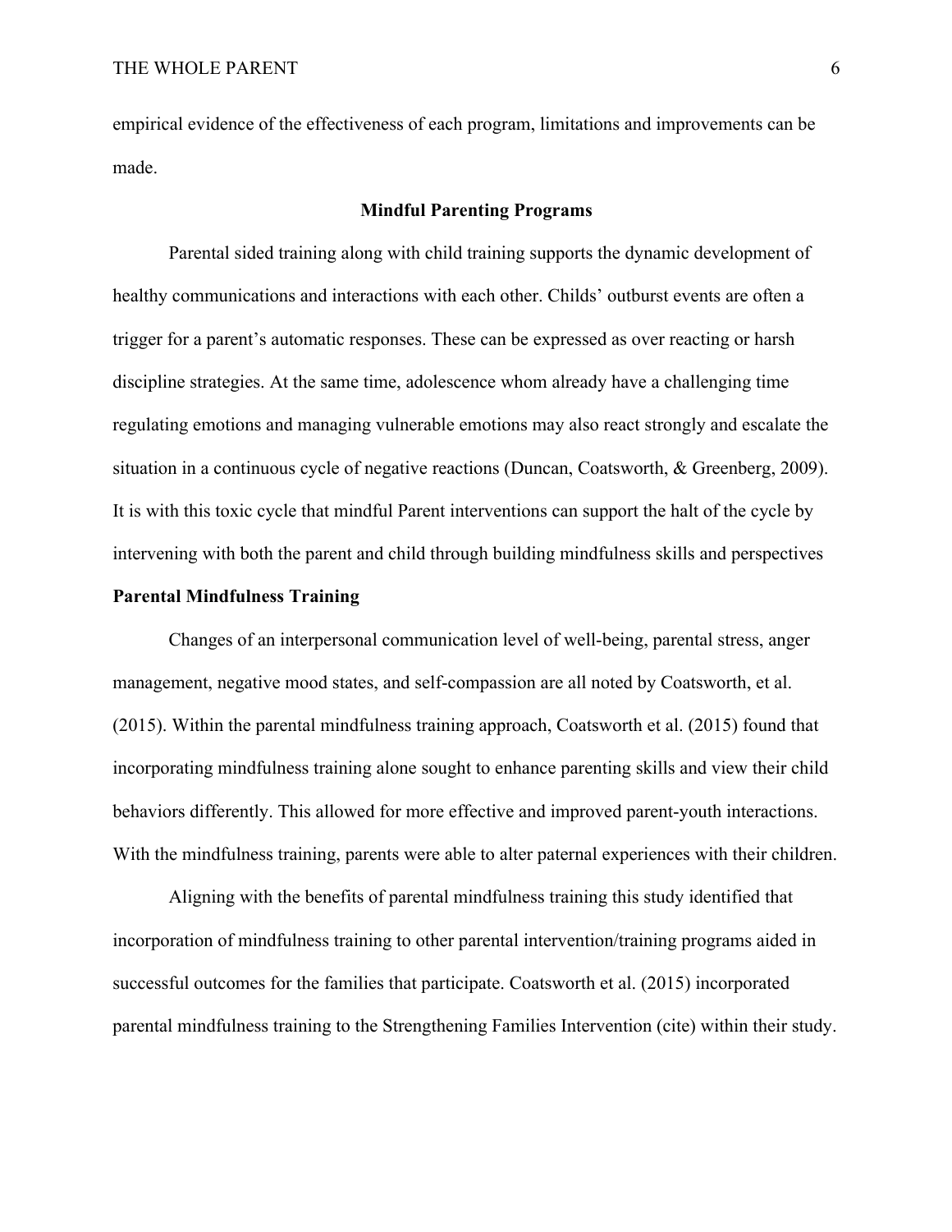empirical evidence of the effectiveness of each program, limitations and improvements can be made.

## Mindful Parenting Programs

Parental sided training along with child training supports the dynamic development of healthy communications and interactions with each other. Childs' outburst events are often a trigger for a parent's automatic responses. These can be expressed as over reacting or harsh discipline strategies. At the same time, adolescence whom already have a challenging time regulating emotions and managing vulnerable emotions may also react strongly and escalate the situation in a continuous cycle of negative reactions (Duncan, Coatsworth, & Greenberg, 2009). It is with this toxic cycle that mindful Parent interventions can support the halt of the cycle by intervening with both the parent and child through building mindfulness skills and perspectives

### Parental Mindfulness Training

Changes of an interpersonal communication level of well-being, parental stress, anger management, negative mood states, and self-compassion are all noted by Coatsworth, et al. (2015). Within the parental mindfulness training approach, Coatsworth et al. (2015) found that incorporating mindfulness training alone sought to enhance parenting skills and view their child behaviors differently. This allowed for more effective and improved parent-youth interactions. With the mindfulness training, parents were able to alter paternal experiences with their children.

Aligning with the benefits of parental mindfulness training this study identified that incorporation of mindfulness training to other parental intervention/training programs aided in successful outcomes for the families that participate. Coatsworth et al. (2015) incorporated parental mindfulness training to the Strengthening Families Intervention (cite) within their study.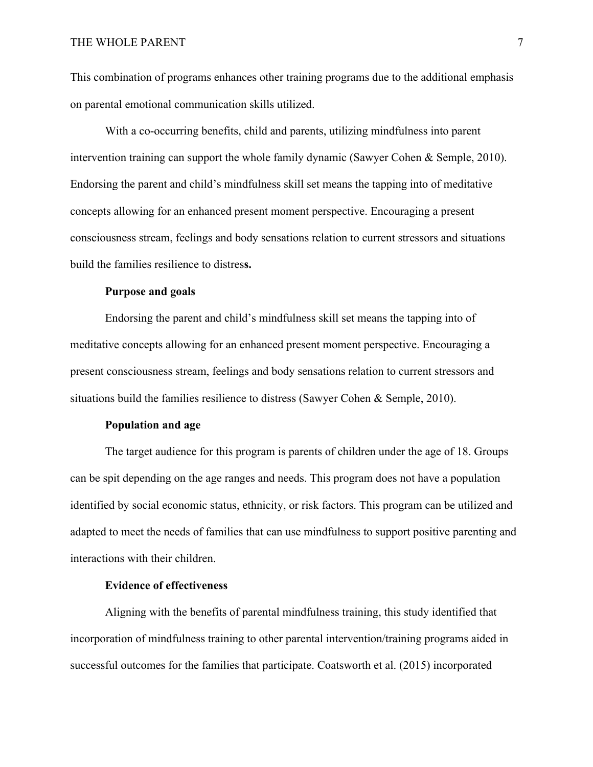This combination of programs enhances other training programs due to the additional emphasis on parental emotional communication skills utilized.

With a co-occurring benefits, child and parents, utilizing mindfulness into parent intervention training can support the whole family dynamic (Sawyer Cohen & Semple, 2010). Endorsing the parent and child's mindfulness skill set means the tapping into of meditative concepts allowing for an enhanced present moment perspective. Encouraging a present consciousness stream, feelings and body sensations relation to current stressors and situations build the families resilience to distress.

### Purpose and goals

Endorsing the parent and child's mindfulness skill set means the tapping into of meditative concepts allowing for an enhanced present moment perspective. Encouraging a present consciousness stream, feelings and body sensations relation to current stressors and situations build the families resilience to distress (Sawyer Cohen & Semple, 2010).

### Population and age

The target audience for this program is parents of children under the age of 18. Groups can be spit depending on the age ranges and needs. This program does not have a population identified by social economic status, ethnicity, or risk factors. This program can be utilized and adapted to meet the needs of families that can use mindfulness to support positive parenting and interactions with their children.

### Evidence of effectiveness

Aligning with the benefits of parental mindfulness training, this study identified that incorporation of mindfulness training to other parental intervention/training programs aided in successful outcomes for the families that participate. Coatsworth et al. (2015) incorporated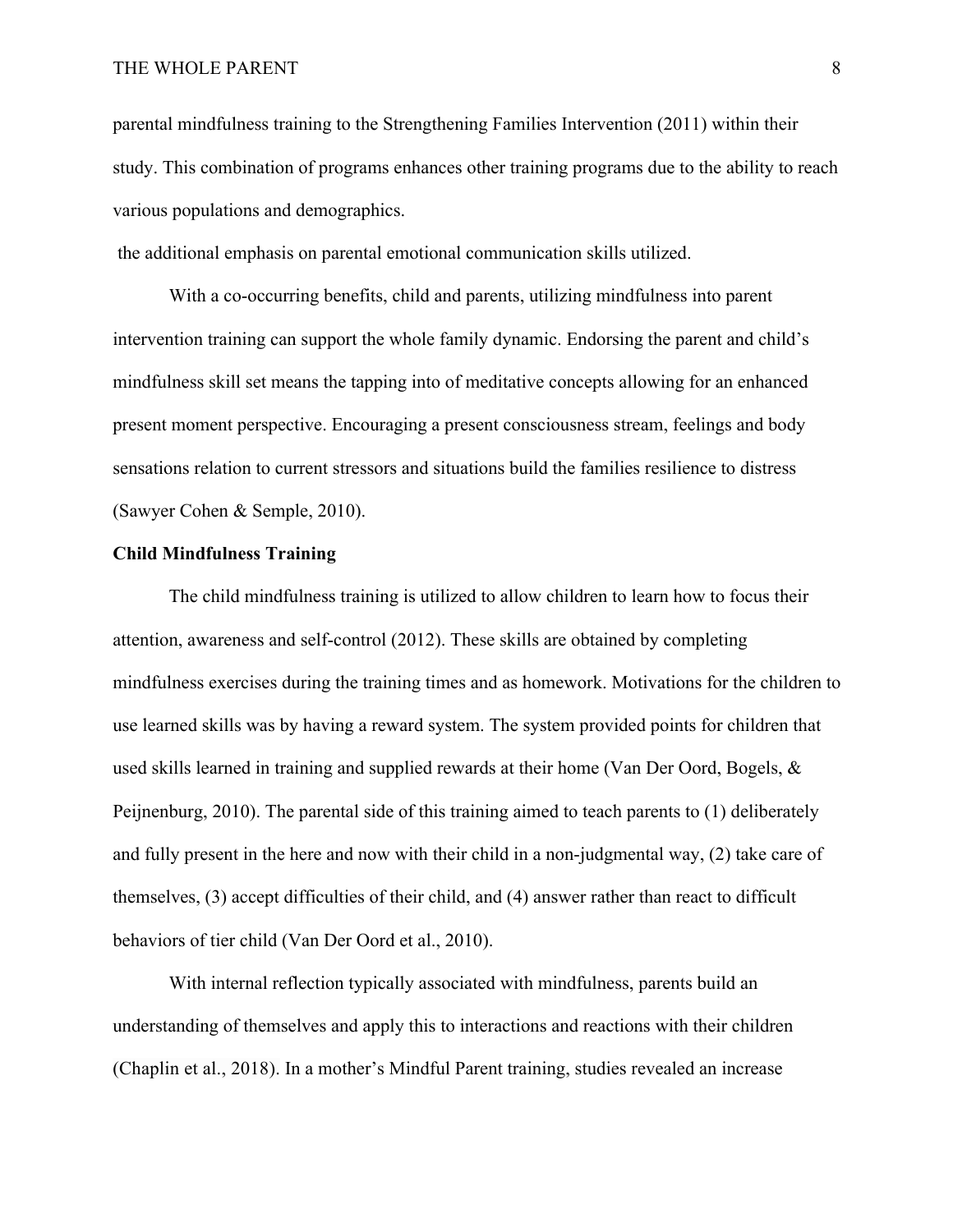parental mindfulness training to the Strengthening Families Intervention (2011) within their study. This combination of programs enhances other training programs due to the ability to reach various populations and demographics.

the additional emphasis on parental emotional communication skills utilized.

With a co-occurring benefits, child and parents, utilizing mindfulness into parent intervention training can support the whole family dynamic. Endorsing the parent and child's mindfulness skill set means the tapping into of meditative concepts allowing for an enhanced present moment perspective. Encouraging a present consciousness stream, feelings and body sensations relation to current stressors and situations build the families resilience to distress (Sawyer Cohen & Semple, 2010).

**Child Mindfulness Training**

The child mindfulness training is utilized to allow children to learn how to focus their attention, awareness and self-control (2012). These skills are obtained by completing mindfulness exercises during the training times and as homework. Motivations for the children to use learned skills was by having a reward system. The system provided points for children that used skills learned in training and supplied rewards at their home (Van Der Oord, Bogels, & Peijnenburg, 2010). The parental side of this training aimed to teach parents to (1) deliberately and fully present in the here and now with their child in a non-judgmental way, (2) take care of themselves, (3) accept difficulties of their child, and (4) answer rather than react to difficult behaviors of tier child (Van Der Oord et al., 2010).

With internal reflection typically associated with mindfulness, parents build an understanding of themselves and apply this to interactions and reactions with their children (Chaplin et al., 2018). In a mother's Mindful Parent training, studies revealed an increase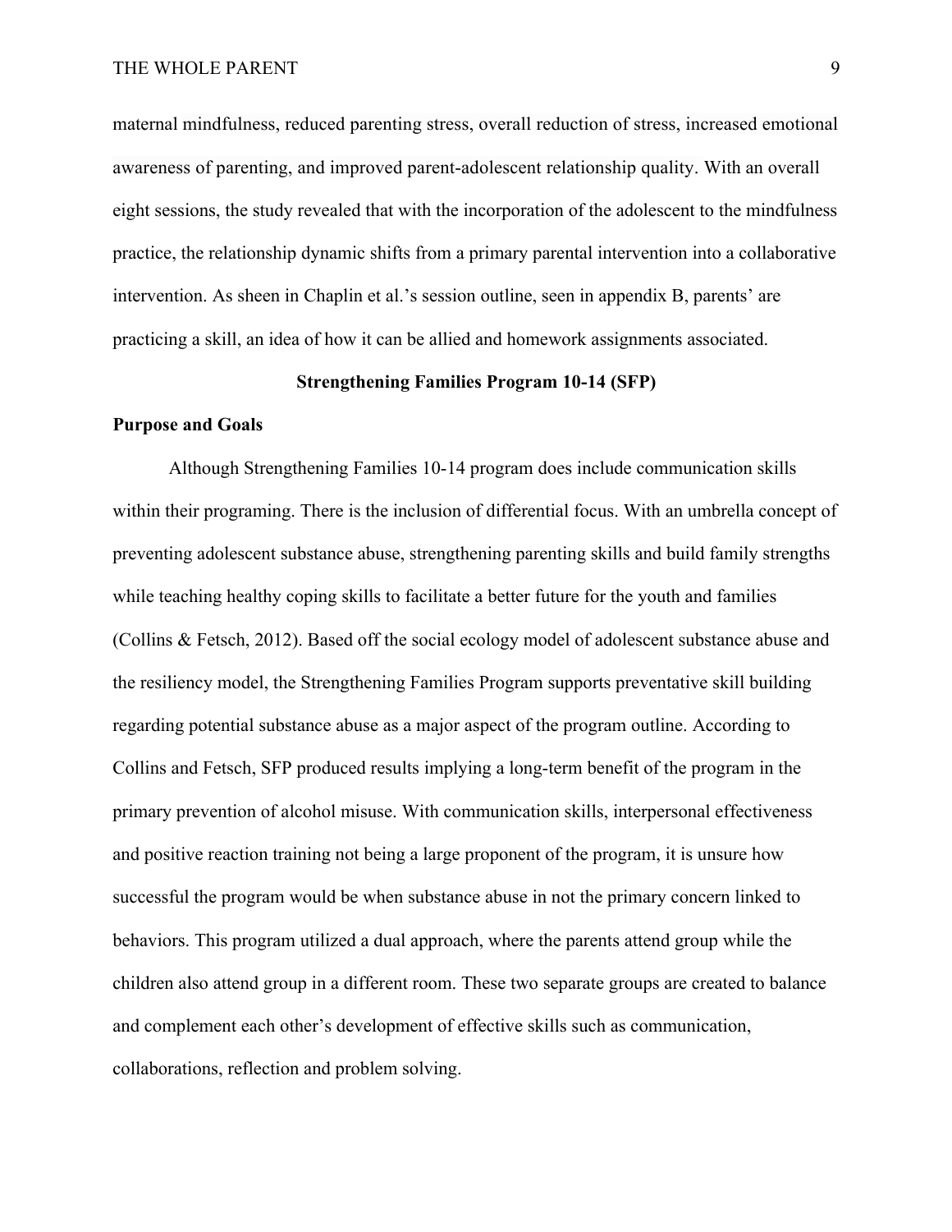maternal mindfulness, reduced parenting stress, overall reduction of stress, increased emotional awareness of parenting, and improved parent-adolescent relationship quality. With an overall eight sessions, the study revealed that with the incorporation of the adolescent to the mindfulness practice, the relationship dynamic shifts from a primary parental intervention into a collaborative intervention. As sheen in Chaplin et al.'s session outline, seen in appendix B, parents' are practicing a skill, an idea of how it can be allied and homework assignments associated.

## Strengthening Families Program 10-14 (SFP)

### Purpose and Goals

Although Strengthening Families 10-14 program does include communication skills within their programing. There is the inclusion of differential focus. With an umbrella concept of preventing adolescent substance abuse, strengthening parenting skills and build family strengths while teaching healthy coping skills to facilitate a better future for the youth and families (Collins & Fetsch, 2012). Based off the social ecology model of adolescent substance abuse and the resiliency model, the Strengthening Families Program supports preventative skill building regarding potential substance abuse as a major aspect of the program outline. According to Collins and Fetsch, SFP produced results implying a long-term benefit of the program in the primary prevention of alcohol misuse. With communication skills, interpersonal effectiveness and positive reaction training not being a large proponent of the program, it is unsure how successful the program would be when substance abuse in not the primary concern linked to behaviors. This program utilized a dual approach, where the parents attend group while the children also attend group in a different room. These two separate groups are created to balance and complement each other's development of effective skills such as communication, collaborations, reflection and problem solving.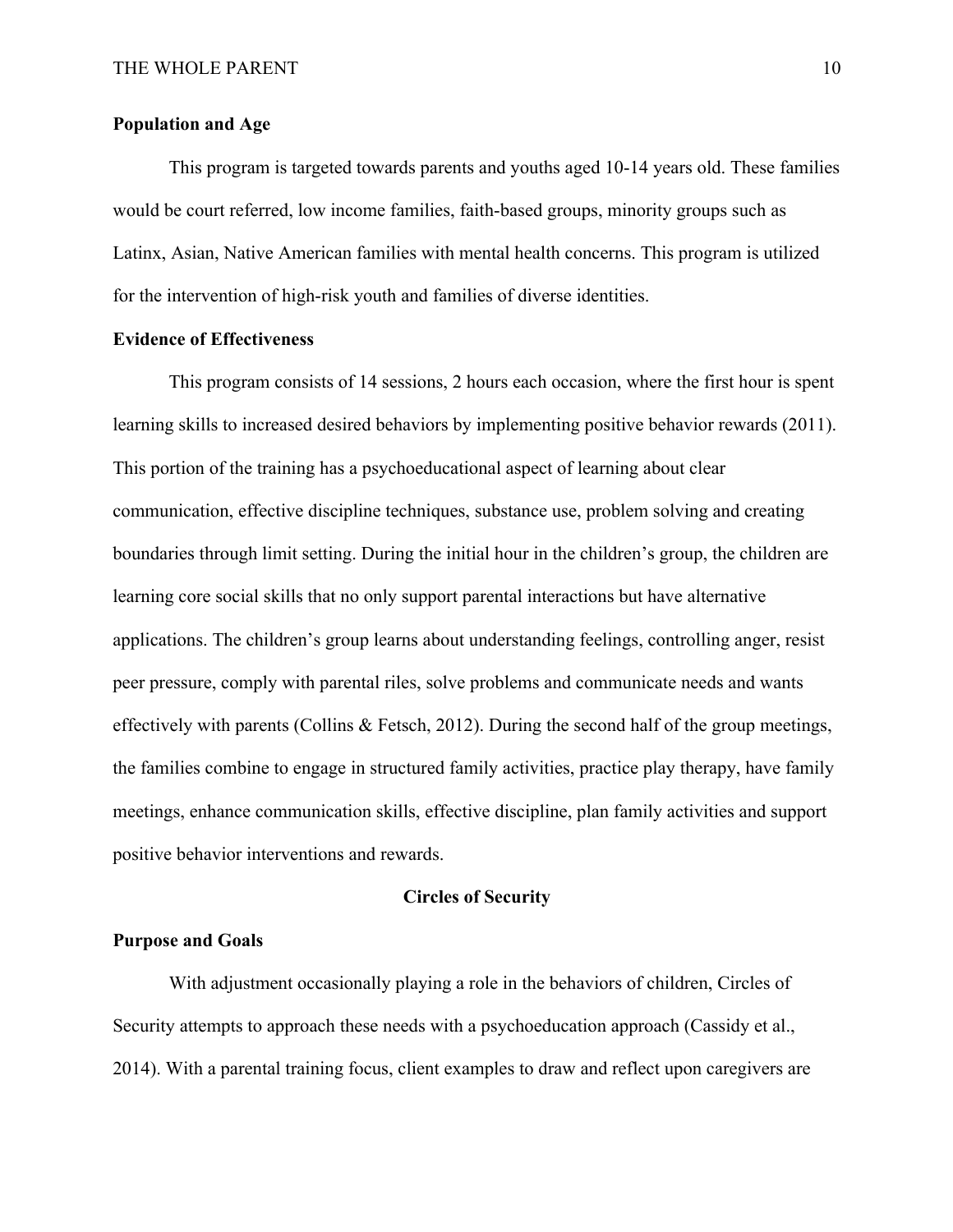**Population and Age**

This program is targeted towards parents and youths aged 10-14 years old. These families would be court referred, low income families, faith-based groups, minority groups such as Latinx, Asian, Native American families with mental health concerns. This program is utilized for the intervention of high-risk youth and families of diverse identities.

**Evidence of Effectiveness**

This program consists of 14 sessions, 2 hours each occasion, where the first hour is spent learning skills to increased desired behaviors by implementing positive behavior rewards (2011). This portion of the training has a psychoeducational aspect of learning about clear communication, effective discipline techniques, substance use, problem solving and creating boundaries through limit setting. During the initial hour in the children's group, the children are learning core social skills that no only support parental interactions but have alternative applications. The children's group learns about understanding feelings, controlling anger, resist peer pressure, comply with parental riles, solve problems and communicate needs and wants effectively with parents (Collins & Fetsch, 2012). During the second half of the group meetings, the families combine to engage in structured family activities, practice play therapy, have family meetings, enhance communication skills, effective discipline, plan family activities and support positive behavior interventions and rewards.

## Circles of Security

**Purpose and Goals**

With adjustment occasionally playing a role in the behaviors of children, Circles of Security attempts to approach these needs with a psychoeducation approach (Cassidy et al., 2014). With a parental training focus, client examples to draw and reflect upon caregivers are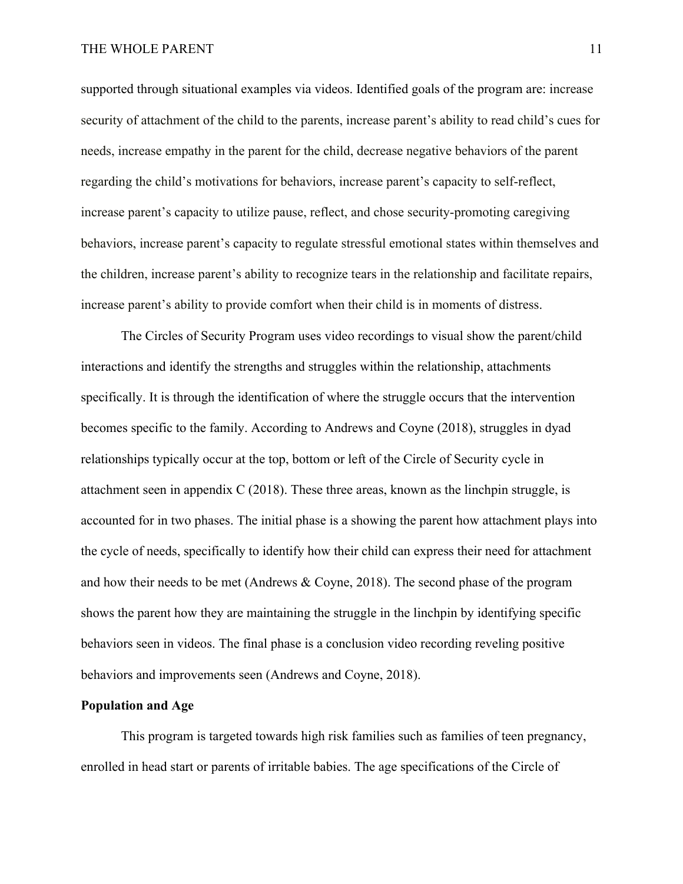supported through situational examples via videos. Identified goals of the program are: increase security of attachment of the child to the parents, increase parent's ability to read child's cues for needs, increase empathy in the parent for the child, decrease negative behaviors of the parent regarding the child's motivations for behaviors, increase parent's capacity to self-reflect, increase parent's capacity to utilize pause, reflect, and chose security-promoting caregiving behaviors, increase parent's capacity to regulate stressful emotional states within themselves and the children, increase parent's ability to recognize tears in the relationship and facilitate repairs, increase parent's ability to provide comfort when their child is in moments of distress.

The Circles of Security Program uses video recordings to visual show the parent/child interactions and identify the strengths and struggles within the relationship, attachments specifically. It is through the identification of where the struggle occurs that the intervention becomes specific to the family. According to Andrews and Coyne (2018), struggles in dyad relationships typically occur at the top, bottom or left of the Circle of Security cycle in attachment seen in appendix C (2018). These three areas, known as the linchpin struggle, is accounted for in two phases. The initial phase is a showing the parent how attachment plays into the cycle of needs, specifically to identify how their child can express their need for attachment and how their needs to be met (Andrews & Coyne, 2018). The second phase of the program shows the parent how they are maintaining the struggle in the linchpin by identifying specific behaviors seen in videos. The final phase is a conclusion video recording reveling positive behaviors and improvements seen (Andrews and Coyne, 2018).

**Population and Age**

This program is targeted towards high risk families such as families of teen pregnancy, enrolled in head start or parents of irritable babies. The age specifications of the Circle of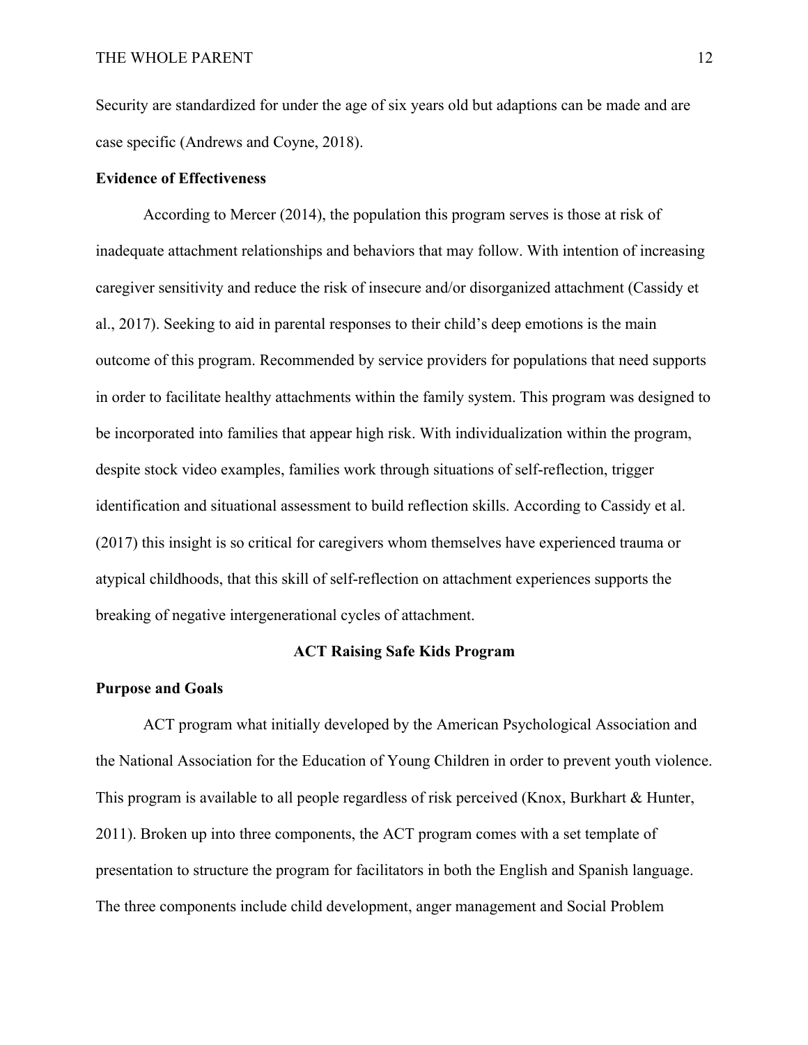Security are standardized for under the age of six years old but adaptions can be made and are case specific (Andrews and Coyne, 2018).

**Evidence of Effectiveness**

According to Mercer (2014), the population this program serves is those at risk of inadequate attachment relationships and behaviors that may follow. With intention of increasing caregiver sensitivity and reduce the risk of insecure and/or disorganized attachment (Cassidy et al., 2017). Seeking to aid in parental responses to their child's deep emotions is the main outcome of this program. Recommended by service providers for populations that need supports in order to facilitate healthy attachments within the family system. This program was designed to be incorporated into families that appear high risk. With individualization within the program, despite stock video examples, families work through situations of self-reflection, trigger identification and situational assessment to build reflection skills. According to Cassidy et al. (2017) this insight is so critical for caregivers whom themselves have experienced trauma or atypical childhoods, that this skill of self-reflection on attachment experiences supports the breaking of negative intergenerational cycles of attachment.

## ACT Raising Safe Kids Program

**Purpose and Goals**

ACT program what initially developed by the American Psychological Association and the National Association for the Education of Young Children in order to prevent youth violence. This program is available to all people regardless of risk perceived (Knox, Burkhart & Hunter, 2011). Broken up into three components, the ACT program comes with a set template of presentation to structure the program for facilitators in both the English and Spanish language. The three components include child development, anger management and Social Problem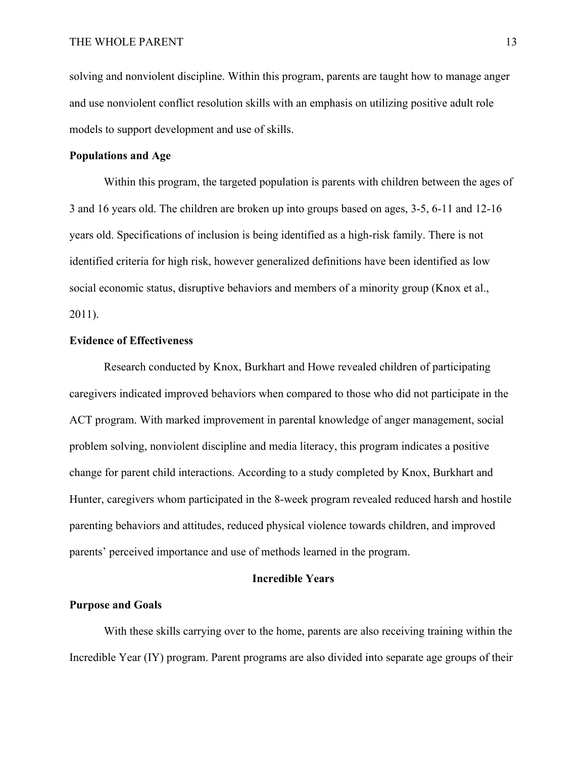solving and nonviolent discipline. Within this program, parents are taught how to manage anger and use nonviolent conflict resolution skills with an emphasis on utilizing positive adult role models to support development and use of skills.

**Populations and Age**

Within this program, the targeted population is parents with children between the ages of 3 and 16 years old. The children are broken up into groups based on ages, 3-5, 6-11 and 12-16 years old. Specifications of inclusion is being identified as a high-risk family. There is not identified criteria for high risk, however generalized definitions have been identified as low social economic status, disruptive behaviors and members of a minority group (Knox et al., 2011).

**Evidence of Effectiveness**

Research conducted by Knox, Burkhart and Howe revealed children of participating caregivers indicated improved behaviors when compared to those who did not participate in the ACT program. With marked improvement in parental knowledge of anger management, social problem solving, nonviolent discipline and media literacy, this program indicates a positive change for parent child interactions. According to a study completed by Knox, Burkhart and Hunter, caregivers whom participated in the 8-week program revealed reduced harsh and hostile parenting behaviors and attitudes, reduced physical violence towards children, and improved parents' perceived importance and use of methods learned in the program.

## Incredible Years

**Purpose and Goals**

With these skills carrying over to the home, parents are also receiving training within the Incredible Year (IY) program. Parent programs are also divided into separate age groups of their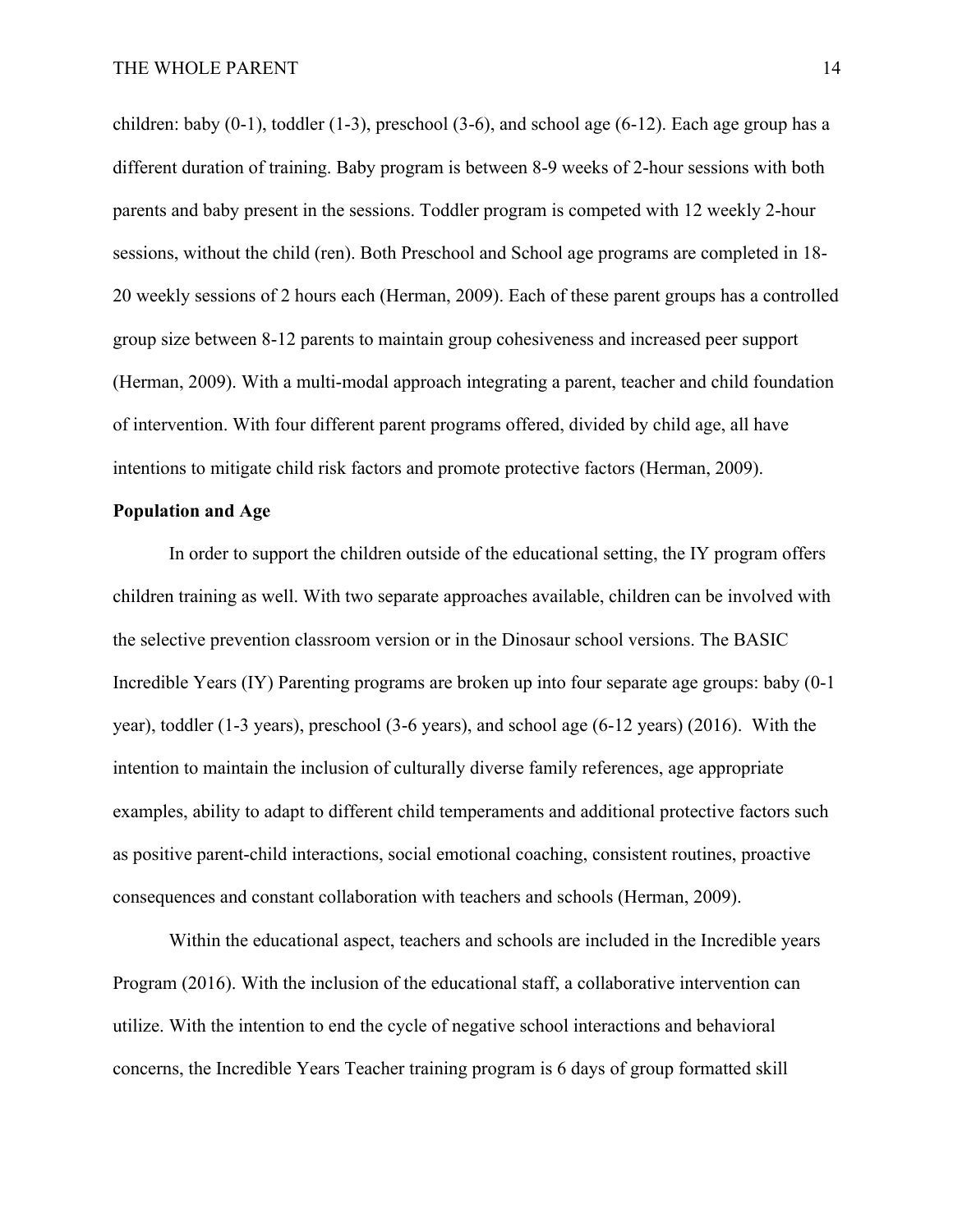children: baby (0-1), toddler (1-3), preschool (3-6), and school age (6-12). Each age group has a different duration of training. Baby program is between 8-9 weeks of 2-hour sessions with both parents and baby present in the sessions. Toddler program is competed with 12 weekly 2-hour sessions, without the child (ren). Both Preschool and School age programs are completed in 18-20 weekly sessions of 2 hours each (Herman, 2009). Each of these parent groups has a controlled group size between 8-12 parents to maintain group cohesiveness and increased peer support (Herman, 2009). With a multi-modal approach integrating a parent, teacher and child foundation of intervention. With four different parent programs offered, divided by child age, all have intentions to mitigate child risk factors and promote protective factors (Herman, 2009).

**Population and Age**

In order to support the children outside of the educational setting, the IY program offers children training as well. With two separate approaches available, children can be involved with the selective prevention classroom version or in the Dinosaur school versions. The BASIC Incredible Years (IY) Parenting programs are broken up into four separate age groups: baby (0-1 year), toddler (1-3 years), preschool (3-6 years), and school age (6-12 years) (2016). With the intention to maintain the inclusion of culturally diverse family references, age appropriate examples, ability to adapt to different child temperaments and additional protective factors such as positive parent-child interactions, social emotional coaching, consistent routines, proactive consequences and constant collaboration with teachers and schools (Herman, 2009).

Within the educational aspect, teachers and schools are included in the Incredible years Program (2016). With the inclusion of the educational staff, a collaborative intervention can utilize. With the intention to end the cycle of negative school interactions and behavioral concerns, the Incredible Years Teacher training program is 6 days of group formatted skill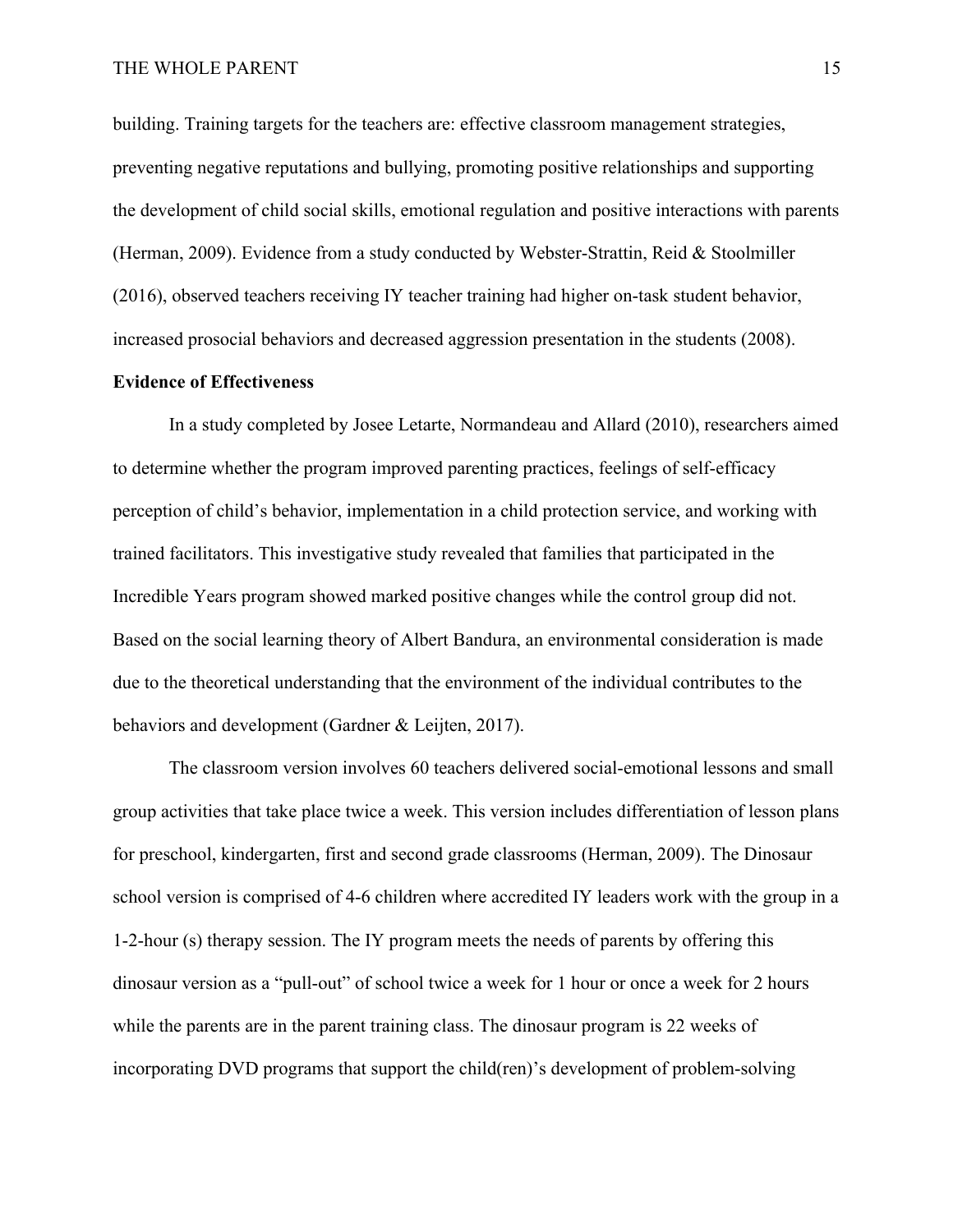building. Training targets for the teachers are: effective classroom management strategies, preventing negative reputations and bullying, promoting positive relationships and supporting the development of child social skills, emotional regulation and positive interactions with parents (Herman, 2009). Evidence from a study conducted by Webster-Strattin, Reid & Stoolmiller (2016), observed teachers receiving IY teacher training had higher on-task student behavior, increased prosocial behaviors and decreased aggression presentation in the students (2008).

**Evidence of Effectiveness**

In a study completed by Josee Letarte, Normandeau and Allard (2010), researchers aimed to determine whether the program improved parenting practices, feelings of self-efficacy perception of child's behavior, implementation in a child protection service, and working with trained facilitators. This investigative study revealed that families that participated in the Incredible Years program showed marked positive changes while the control group did not. Based on the social learning theory of Albert Bandura, an environmental consideration is made due to the theoretical understanding that the environment of the individual contributes to the behaviors and development (Gardner & Leijten, 2017).

The classroom version involves 60 teachers delivered social-emotional lessons and small group activities that take place twice a week. This version includes differentiation of lesson plans for preschool, kindergarten, first and second grade classrooms (Herman, 2009). The Dinosaur school version is comprised of 4-6 children where accredited IY leaders work with the group in a 1-2-hour (s) therapy session. The IY program meets the needs of parents by offering this dinosaur version as a "pull-out" of school twice a week for 1 hour or once a week for 2 hours while the parents are in the parent training class. The dinosaur program is 22 weeks of incorporating DVD programs that support the child(ren)'s development of problem-solving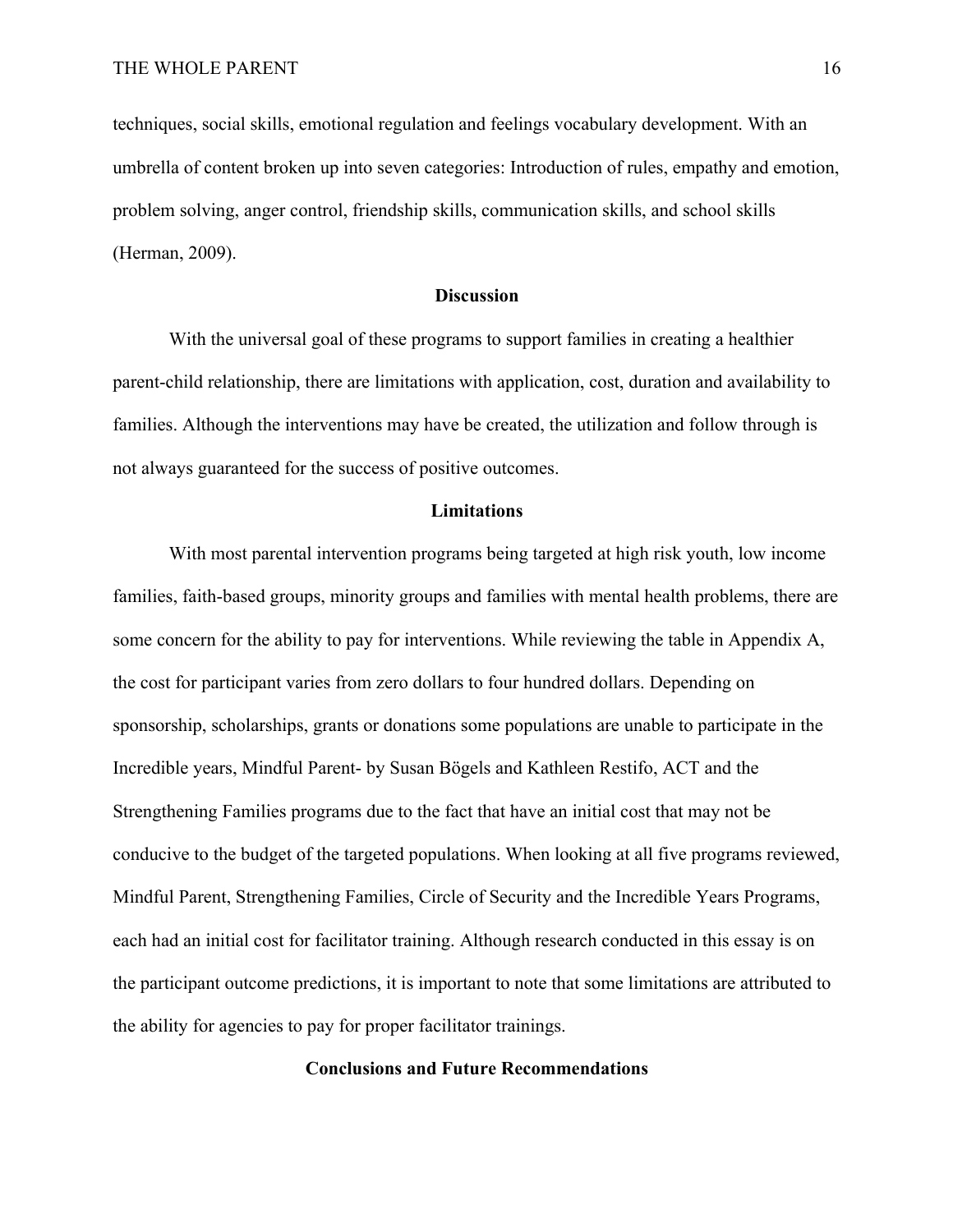techniques, social skills, emotional regulation and feelings vocabulary development. With an umbrella of content broken up into seven categories: Introduction of rules, empathy and emotion, problem solving, anger control, friendship skills, communication skills, and school skills (Herman, 2009).

## Discussion

With the universal goal of these programs to support families in creating a healthier parent-child relationship, there are limitations with application, cost, duration and availability to families. Although the interventions may have be created, the utilization and follow through is not always guaranteed for the success of positive outcomes.

## Limitations

With most parental intervention programs being targeted at high risk youth, low income families, faith-based groups, minority groups and families with mental health problems, there are some concern for the ability to pay for interventions. While reviewing the table in Appendix A, the cost for participant varies from zero dollars to four hundred dollars. Depending on sponsorship, scholarships, grants or donations some populations are unable to participate in the Incredible years, Mindful Parent- by Susan Bögels and Kathleen Restifo, ACT and the Strengthening Families programs due to the fact that have an initial cost that may not be conducive to the budget of the targeted populations. When looking at all five programs reviewed, Mindful Parent, Strengthening Families, Circle of Security and the Incredible Years Programs, each had an initial cost for facilitator training. Although research conducted in this essay is on the participant outcome predictions, it is important to note that some limitations are attributed to the ability for agencies to pay for proper facilitator trainings.

## Conclusions and Future Recommendations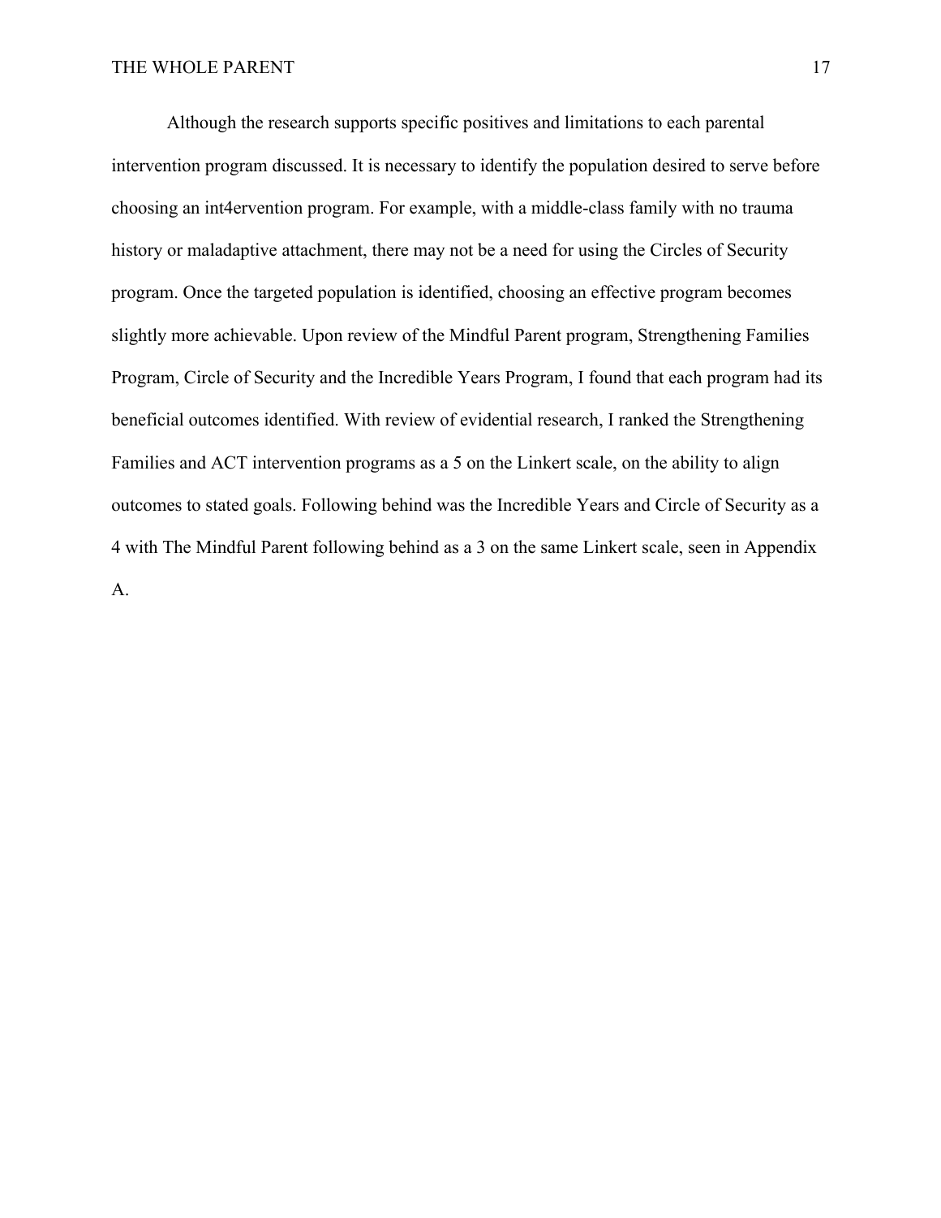Although the research supports specific positives and limitations to each parental intervention program discussed. It is necessary to identify the population desired to serve before choosing an int4ervention program. For example, with a middle-class family with no trauma history or maladaptive attachment, there may not be a need for using the Circles of Security program. Once the targeted population is identified, choosing an effective program becomes slightly more achievable. Upon review of the Mindful Parent program, Strengthening Families Program, Circle of Security and the Incredible Years Program, I found that each program had its beneficial outcomes identified. With review of evidential research, I ranked the Strengthening Families and ACT intervention programs as a 5 on the Linkert scale, on the ability to align outcomes to stated goals. Following behind was the Incredible Years and Circle of Security as a 4 with The Mindful Parent following behind as a 3 on the same Linkert scale, seen in Appendix A.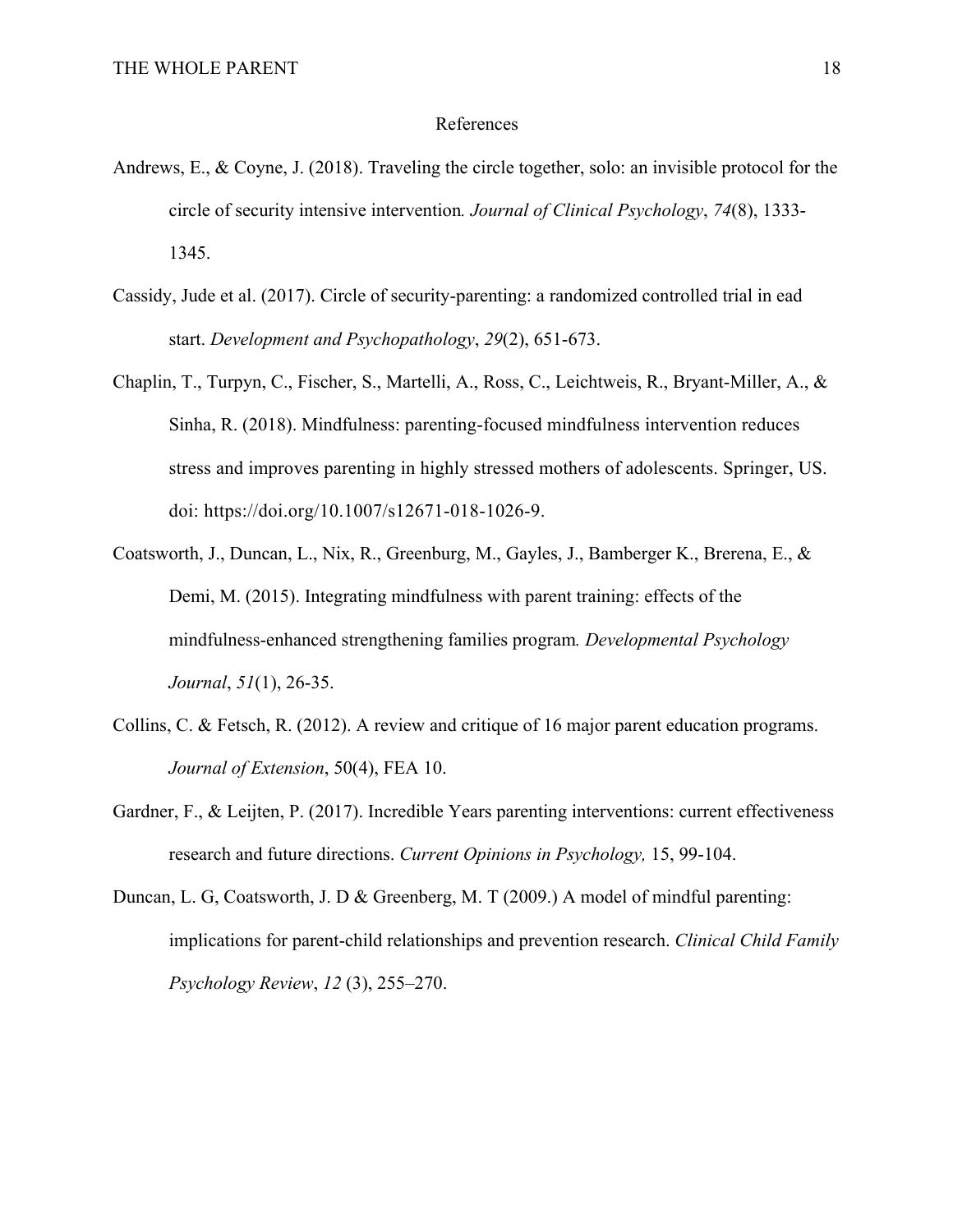# References

Andrews, E., & Coyne, J. (2018). Traveling the circle together, solo: an invisible protocol for the circle of security intensive intervention*. Journal of Clinical Psychology*, *74*(8), 1333-1345.

Cassidy, Jude et al. (2017). Circle of security-parenting: a randomized controlled trial in ead start. *Development and Psychopathology*, *29*(2), 651-673.

Chaplin, T., Turpyn, C., Fischer, S., Martelli, A., Ross, C., Leichtweis, R., Bryant-Miller, A., & Sinha, R. (2018). Mindfulness: parenting-focused mindfulness intervention reduces stress and improves parenting in highly stressed mothers of adolescents. Springer, US. doi: https://doi.org/10.1007/s12671-018-1026-9.

Coatsworth, J., Duncan, L., Nix, R., Greenburg, M., Gayles, J., Bamberger K., Brerena, E., & Demi, M. (2015). Integrating mindfulness with parent training: effects of the mindfulness-enhanced strengthening families program*. Developmental Psychology Journal*, *51*(1), 26-35.

Collins, C. & Fetsch, R. (2012). A review and critique of 16 major parent education programs. *Journal of Extension*, 50(4), FEA 10.

Gardner, F., & Leijten, P. (2017). Incredible Years parenting interventions: current effectiveness research and future directions. *Current Opinions in Psychology,* 15, 99-104.

Duncan, L. G, Coatsworth, J. D & Greenberg, M. T (2009.) A model of mindful parenting: implications for parent-child relationships and prevention research. *Clinical Child Family Psychology Review*, *12* (3), 255–270.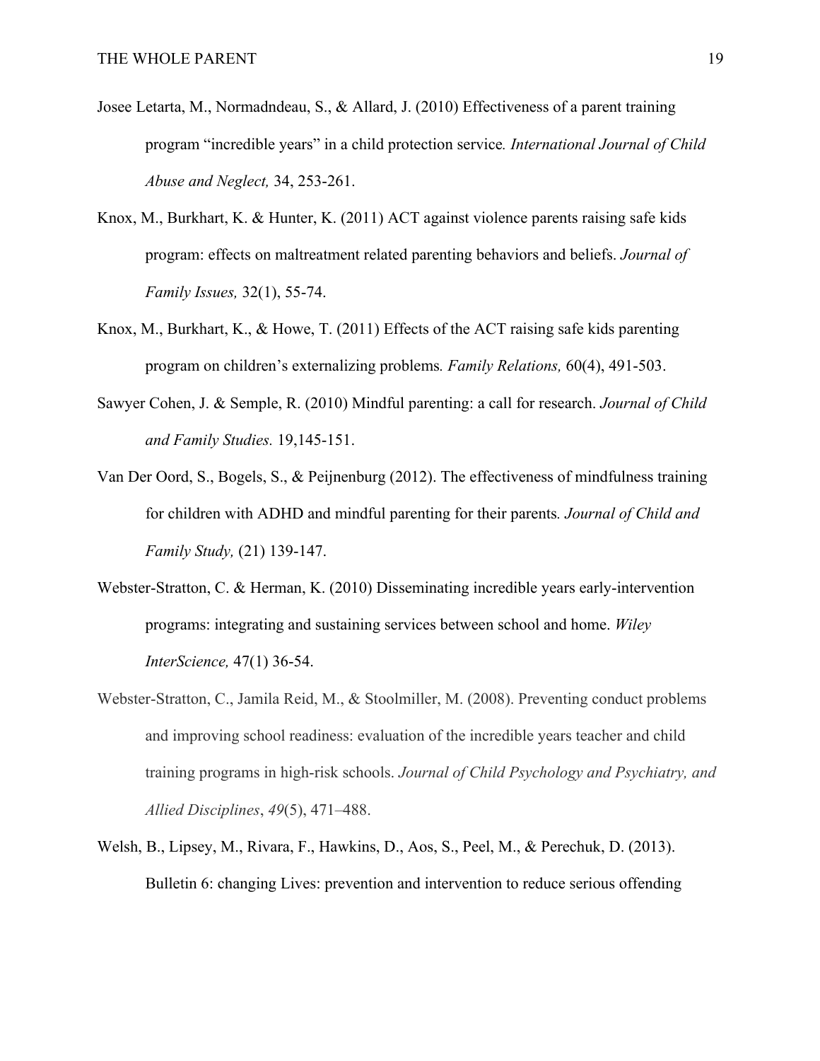Josee Letarta, M., Normadndeau, S., & Allard, J. (2010) Effectiveness of a parent training program “incredible years” in a child protection service*. International Journal of Child Abuse and Neglect,* 34, 253-261.

Knox, M., Burkhart, K. & Hunter, K. (2011) ACT against violence parents raising safe kids program: effects on maltreatment related parenting behaviors and beliefs. *Journal of Family Issues,* 32(1), 55-74.

Knox, M., Burkhart, K., & Howe, T. (2011) Effects of the ACT raising safe kids parenting program on children’s externalizing problems*. Family Relations,* 60(4), 491-503.

Sawyer Cohen, J. & Semple, R. (2010) Mindful parenting: a call for research. *Journal of Child and Family Studies.* 19,145-151.

Van Der Oord, S., Bogels, S., & Peijnenburg (2012). The effectiveness of mindfulness training for children with ADHD and mindful parenting for their parents*. Journal of Child and Family Study,* (21) 139-147.

Webster-Stratton, C. & Herman, K. (2010) Disseminating incredible years early-intervention programs: integrating and sustaining services between school and home. *Wiley InterScience,* 47(1) 36-54.

Webster-Stratton, C., Jamila Reid, M., & Stoolmiller, M. (2008). Preventing conduct problems and improving school readiness: evaluation of the incredible years teacher and child training programs in high-risk schools. *Journal of Child Psychology and Psychiatry, and Allied Disciplines*, *49*(5), 471–488.

Welsh, B., Lipsey, M., Rivara, F., Hawkins, D., Aos, S., Peel, M., & Perechuk, D. (2013). Bulletin 6: changing Lives: prevention and intervention to reduce serious offending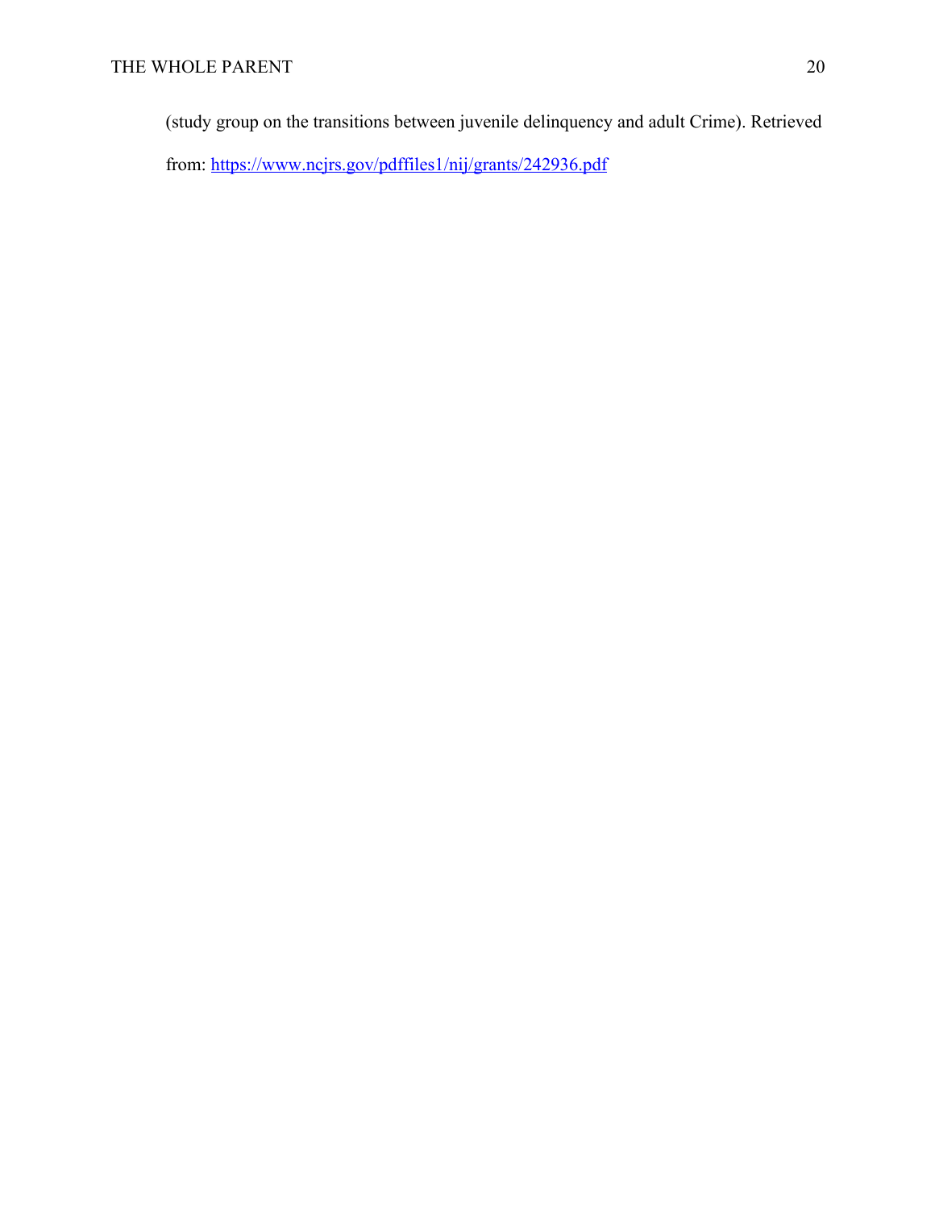(study group on the transitions between juvenile delinquency and adult Crime). Retrieved from: https://www.ncjrs.gov/pdffiles1/nij/grants/242936.pdf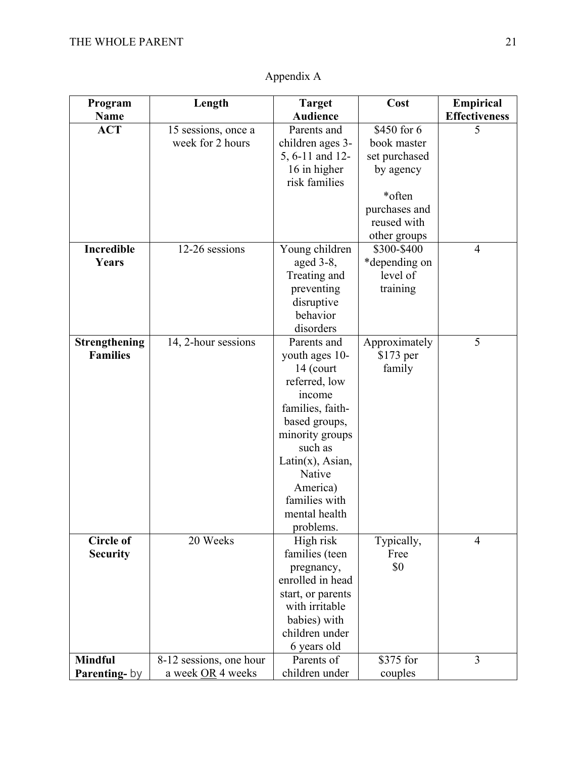Appendix A

| Program Name | Length | Target Audience | Cost | Empirical Effectiveness |
|---|---|---|---|---|
| **ACT** | 15 sessions, once a week for 2 hours | Parents and children ages 3-5, 6-11 and 12-16 in higher risk families | $450 for 6 book master set purchased by agency *often purchases and reused with other groups | 5 |
| **Incredible Years** | 12-26 sessions | Young children aged 3-8, Treating and preventing disruptive behavior disorders | $300-$400 *depending on level of training | 4 |
| **Strengthening Families** | 14, 2-hour sessions | Parents and youth ages 10-14 (court referred, low income families, faith-based groups, minority groups such as Latin(x), Asian, Native America) families with mental health problems. | Approximately $173 per family | 5 |
| **Circle of Security** | 20 Weeks | High risk families (teen pregnancy, enrolled in head start, or parents with irritable babies) with children under 6 years old | Typically, Free $0 | 4 |
| **Mindful Parenting-** by | 8-12 sessions, one hour a week <u>OR</u> 4 weeks | Parents of children under | $375 for couples | 3 |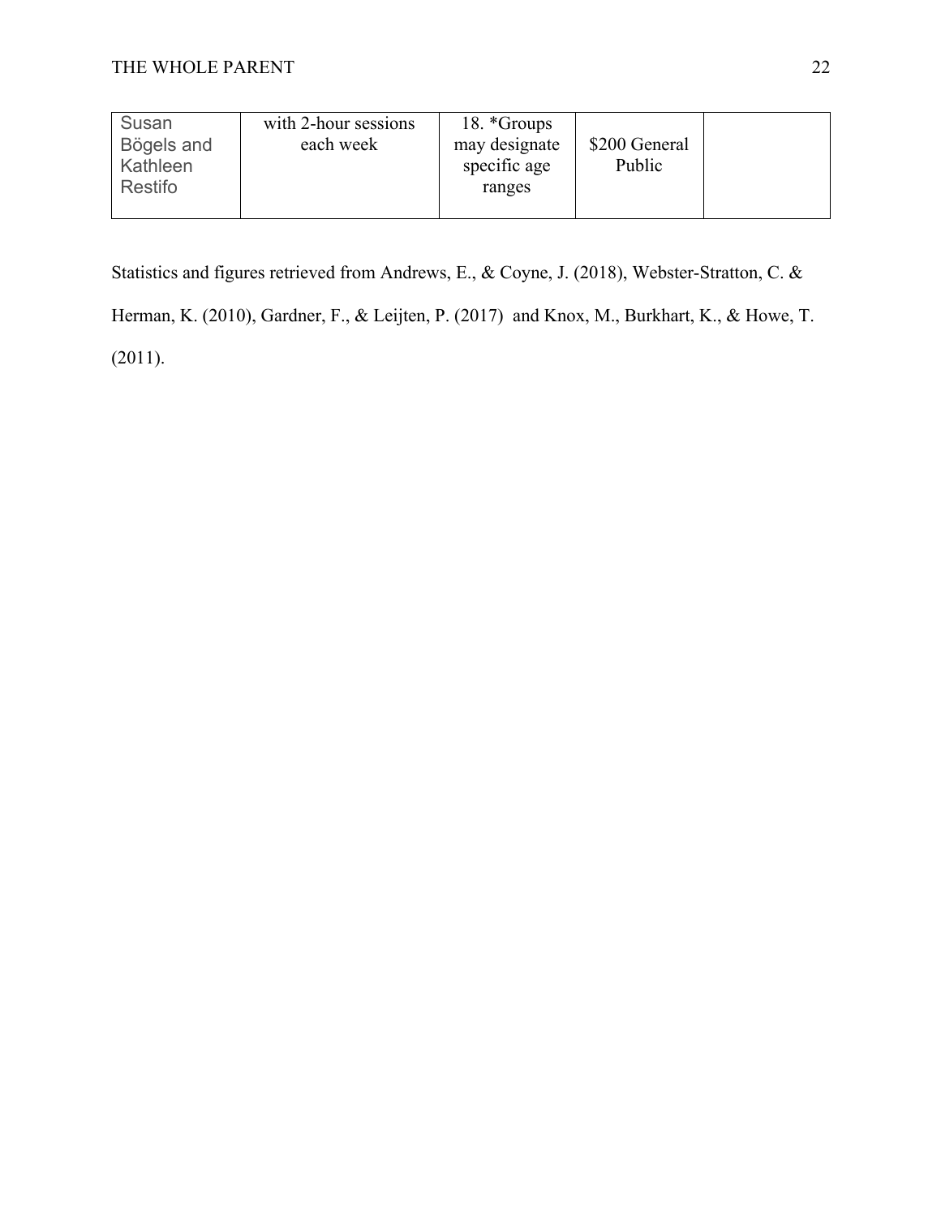| Susan Bögels and Kathleen Restifo | with 2-hour sessions each week | 18. *Groups may designate specific age ranges | $200 General Public | |
|---|---|---|---|---|

Statistics and figures retrieved from Andrews, E., & Coyne, J. (2018), Webster-Stratton, C. & Herman, K. (2010), Gardner, F., & Leijten, P. (2017) and Knox, M., Burkhart, K., & Howe, T. (2011).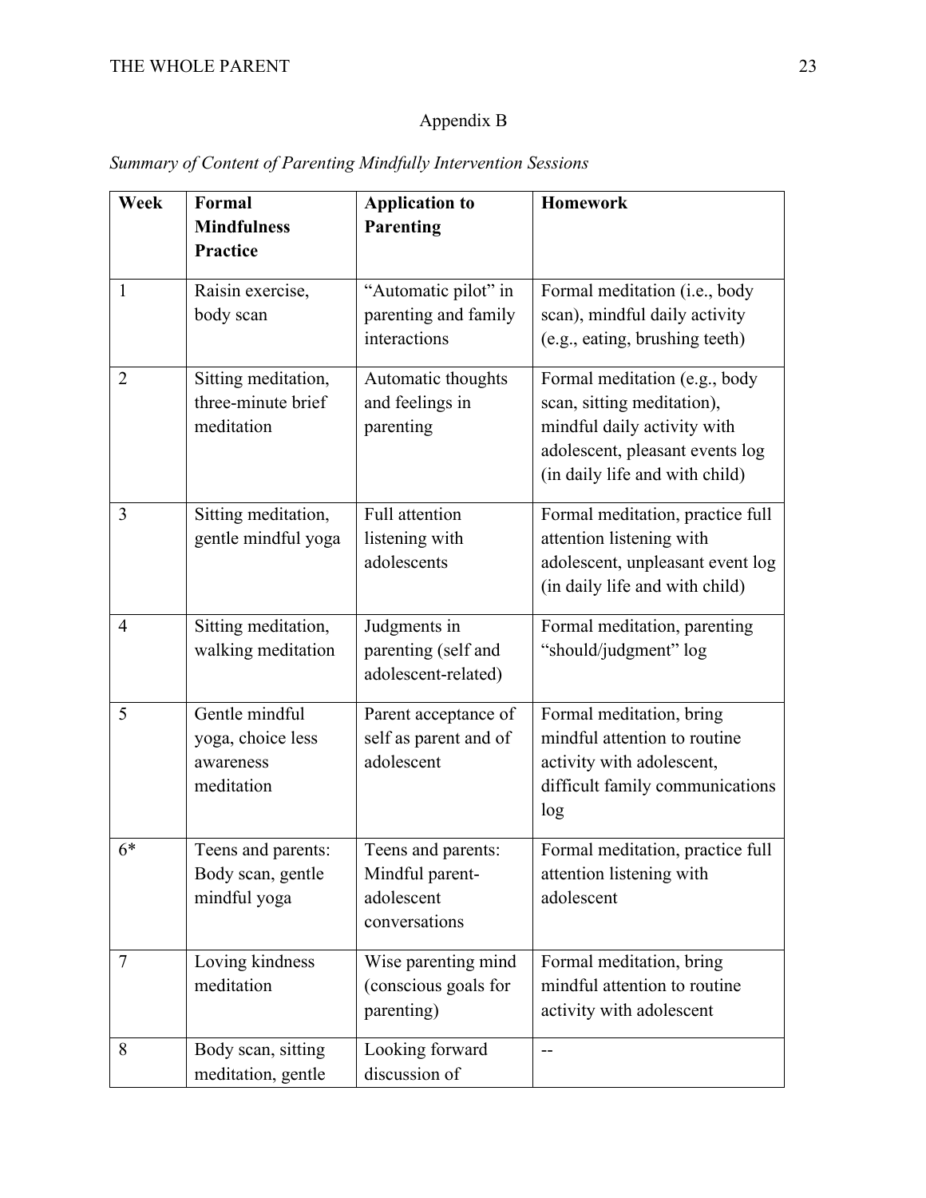Appendix B

*Summary of Content of Parenting Mindfully Intervention Sessions*

| Week | Formal Mindfulness Practice | Application to Parenting | Homework |
|---|---|---|---|
| 1 | Raisin exercise, body scan | "Automatic pilot" in parenting and family interactions | Formal meditation (i.e., body scan), mindful daily activity (e.g., eating, brushing teeth) |
| 2 | Sitting meditation, three-minute brief meditation | Automatic thoughts and feelings in parenting | Formal meditation (e.g., body scan, sitting meditation), mindful daily activity with adolescent, pleasant events log (in daily life and with child) |
| 3 | Sitting meditation, gentle mindful yoga | Full attention listening with adolescents | Formal meditation, practice full attention listening with adolescent, unpleasant event log (in daily life and with child) |
| 4 | Sitting meditation, walking meditation | Judgments in parenting (self and adolescent-related) | Formal meditation, parenting "should/judgment" log |
| 5 | Gentle mindful yoga, choice less awareness meditation | Parent acceptance of self as parent and of adolescent | Formal meditation, bring mindful attention to routine activity with adolescent, difficult family communications log |
| 6* | Teens and parents: Body scan, gentle mindful yoga | Teens and parents: Mindful parent-adolescent conversations | Formal meditation, practice full attention listening with adolescent |
| 7 | Loving kindness meditation | Wise parenting mind (conscious goals for parenting) | Formal meditation, bring mindful attention to routine activity with adolescent |
| 8 | Body scan, sitting meditation, gentle | Looking forward discussion of | -- |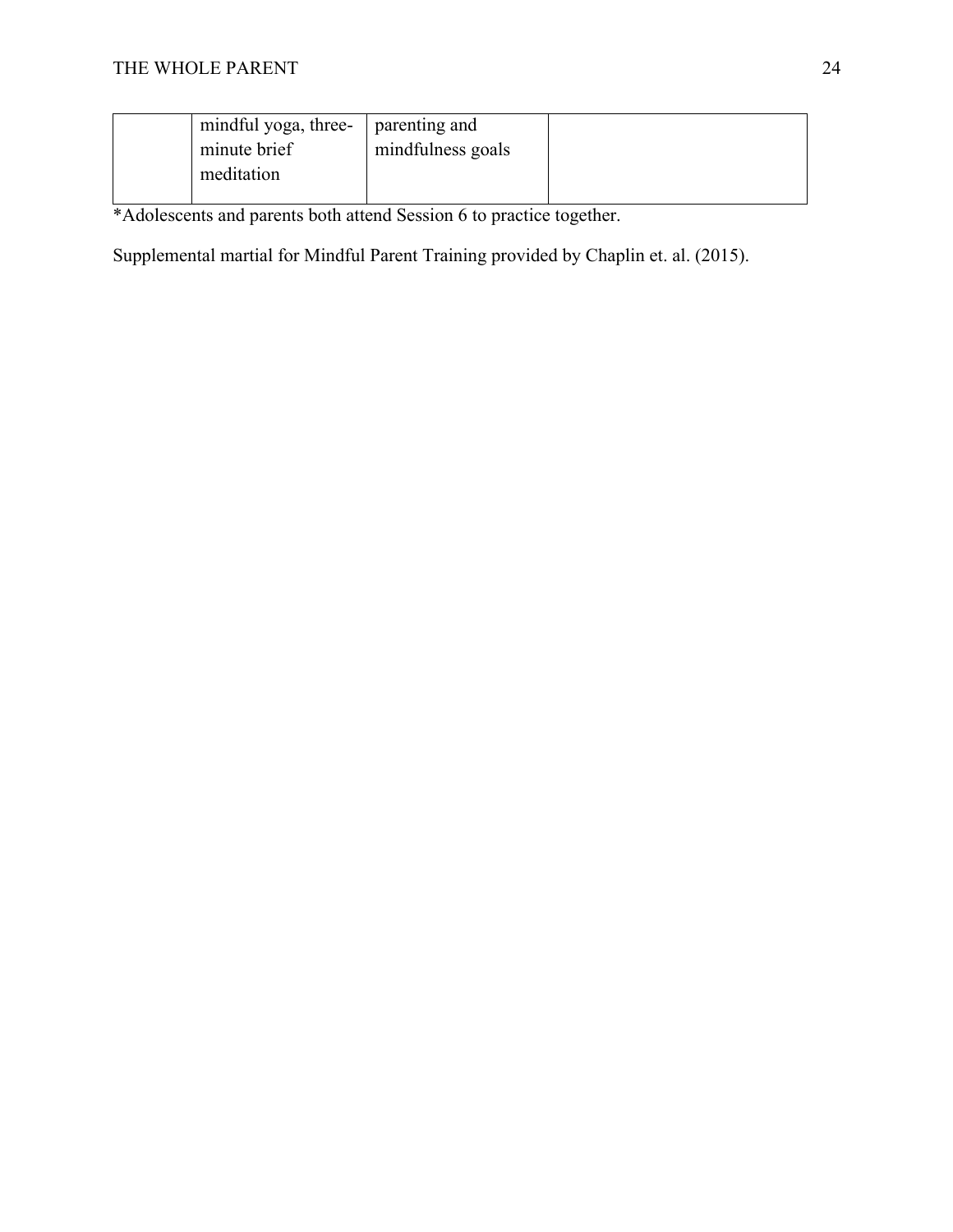| | | | |
|---|---|---|---|
| | mindful yoga, three-minute brief meditation | parenting and mindfulness goals | |

*Adolescents and parents both attend Session 6 to practice together.

Supplemental martial for Mindful Parent Training provided by Chaplin et. al. (2015).